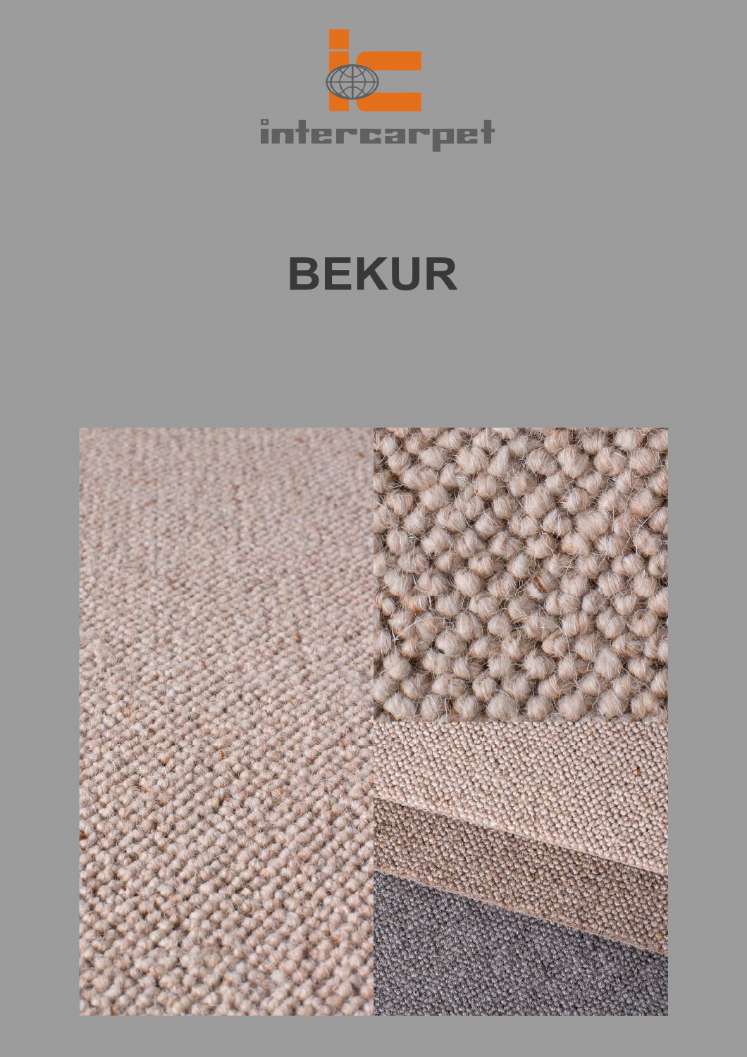intercarpet

# BEKUR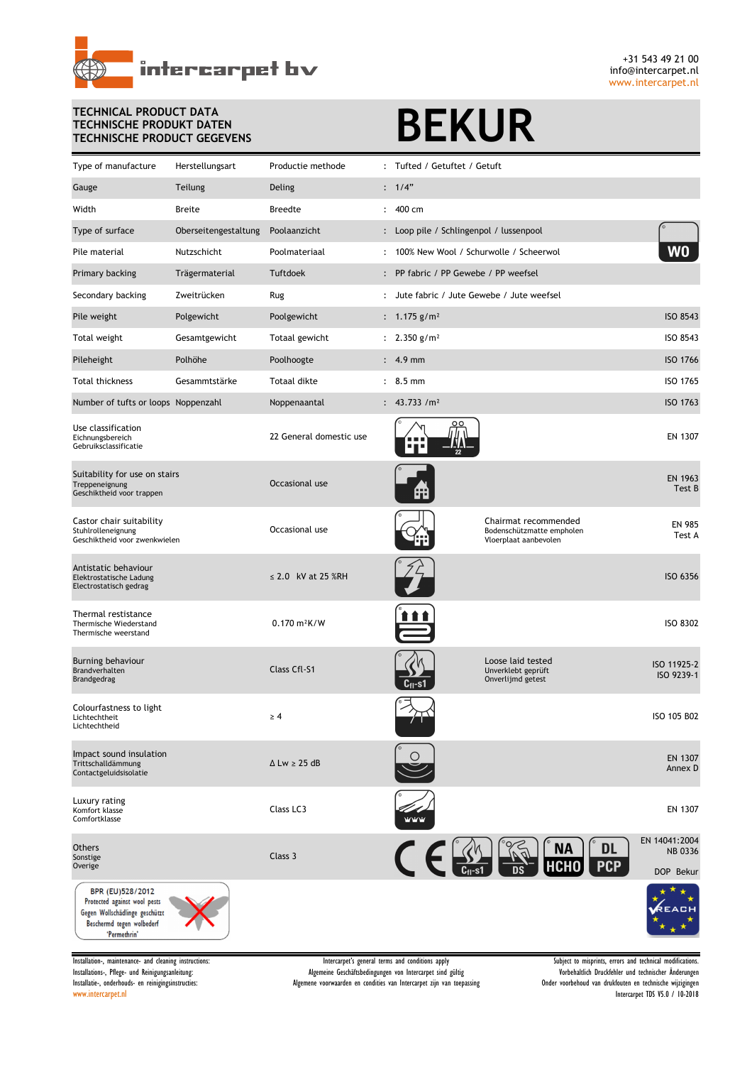intercarpet bv

+31 543 49 21 00
info@intercarpet.nl
www.intercarpet.nl

## TECHNICAL PRODUCT DATA
## TECHNISCHE PRODUKT DATEN
## TECHNISCHE PRODUCT GEGEVENS

# BEKUR

| | | | | |
|---|---|---|---|---|
| Type of manufacture | Herstellungsart | Productie methode | : Tufted / Getuftet / Getuft | |
| Gauge | Teilung | Deling | : 1/4" | |
| Width | Breite | Breedte | : 400 cm | |
| Type of surface | Oberseitengestaltung | Poolaanzicht | : Loop pile / Schlingenpol / lussenpool | WO |
| Pile material | Nutzschicht | Poolmateriaal | : 100% New Wool / Schurwolle / Scheerwol | |
| Primary backing | Trägermaterial | Tuftdoek | : PP fabric / PP Gewebe / PP weefsel | |
| Secondary backing | Zweitrücken | Rug | : Jute fabric / Jute Gewebe / Jute weefsel | |
| Pile weight | Polgewicht | Poolgewicht | : 1.175 g/m² | ISO 8543 |
| Total weight | Gesamtgewicht | Totaal gewicht | : 2.350 g/m² | ISO 8543 |
| Pileheight | Polhöhe | Poolhoogte | : 4.9 mm | ISO 1766 |
| Total thickness | Gesammtstärke | Totaal dikte | : 8.5 mm | ISO 1765 |
| Number of tufts or loops | Noppenzahl | Noppenaantal | : 43.733 /m² | ISO 1763 |

| | | | |
|---|---|---|---|
| Use classification<br>Eichnungsbereich<br>Gebruiksclassificatie | 22 General domestic use | | EN 1307 |
| Suitability for use on stairs<br>Treppeneignung<br>Geschiktheid voor trappen | Occasional use | | EN 1963<br>Test B |
| Castor chair suitability<br>Stuhlrolleneignung<br>Geschiktheid voor zwenkwielen | Occasional use | Chairmat recommended<br>Bodenschützmatte empholen<br>Vloerplaat aanbevolen | EN 985<br>Test A |
| Antistatic behaviour<br>Elektrostatische Ladung<br>Electrostatisch gedrag | ≤ 2.0 kV at 25 %RH | | ISO 6356 |
| Thermal restistance<br>Thermische Wiederstand<br>Thermische weerstand | 0.170 m²K/W | | ISO 8302 |
| Burning behaviour<br>Brandverhalten<br>Brandgedrag | Class Cfl-S1 | Loose laid tested<br>Unverklebt geprüft<br>Onverlijmd getest | ISO 11925-2<br>ISO 9239-1 |
| Colourfastness to light<br>Lichtechtheit<br>Lichtechtheid | ≥ 4 | | ISO 105 B02 |
| Impact sound insulation<br>Trittschalldämmung<br>Contactgeluidsisolatie | Δ Lw ≥ 25 dB | | EN 1307<br>Annex D |
| Luxury rating<br>Komfort klasse<br>Comfortklasse | Class LC3 | | EN 1307 |
| Others<br>Sonstige<br>Overige | Class 3 | CE Cfl-s1 DS NA HCHO DL PCP | EN 14041:2004<br>NB 0336<br>DOP Bekur |

BPR (EU)528/2012
Protected against wool pests
Gegen Wollschädlinge geschützt
Beschermd tegen wolbederf
'Permethrin'

REACH

Installation-, maintenance- and cleaning instructions:
Installations-, Pflege- und Reinigungsanleitung:
Installatie-, onderhouds- en reinigingsinstructies:
www.intercarpet.nl

Intercarpet's general terms and conditions apply
Algemeine Geschäftsbedingungen von Intercarpet sind gültig
Algemene voorwaarden en condities van Intercarpet zijn van toepassing

Subject to misprints, errors and technical modifications.
Vorbehaltlich Druckfehler und technischer Änderungen
Onder voorbehoud van drukfouten en technische wijzigingen
Intercarpet TDS V5.0 / 10-2018